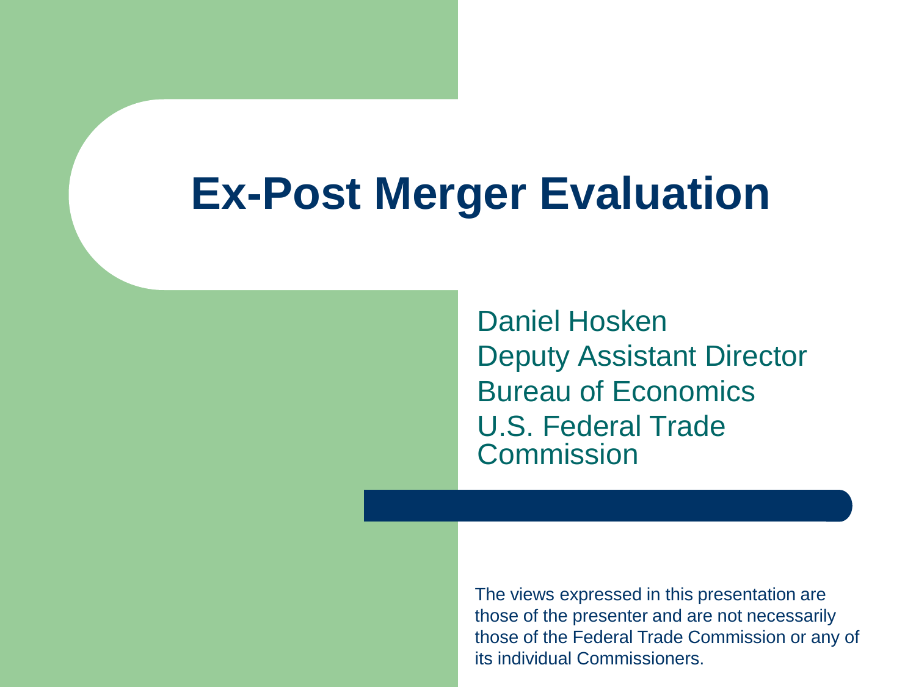# Ex-Post Merger Evaluation

Daniel Hosken
Deputy Assistant Director
Bureau of Economics
U.S. Federal Trade Commission

The views expressed in this presentation are those of the presenter and are not necessarily those of the Federal Trade Commission or any of its individual Commissioners.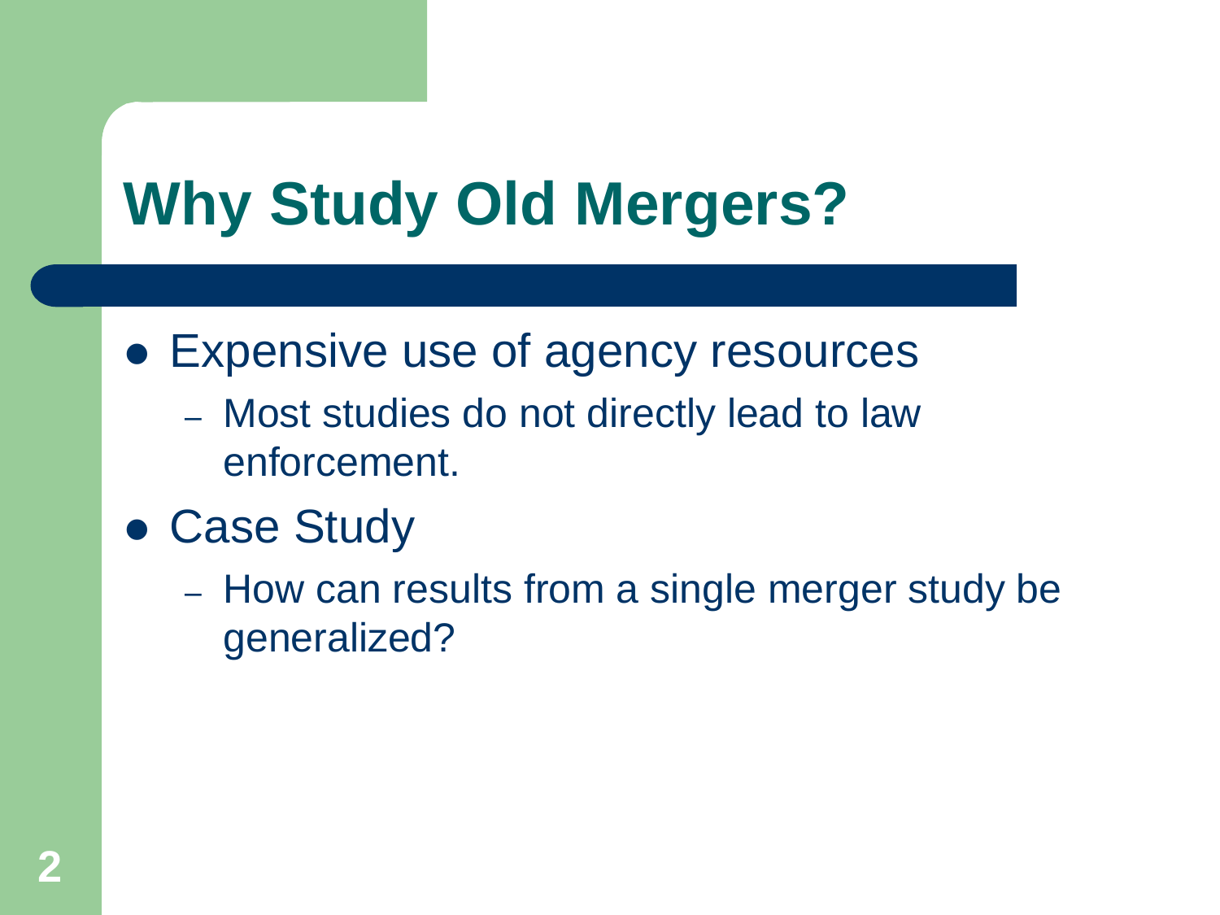# Why Study Old Mergers?

- Expensive use of agency resources
  - Most studies do not directly lead to law enforcement.
- Case Study
  - How can results from a single merger study be generalized?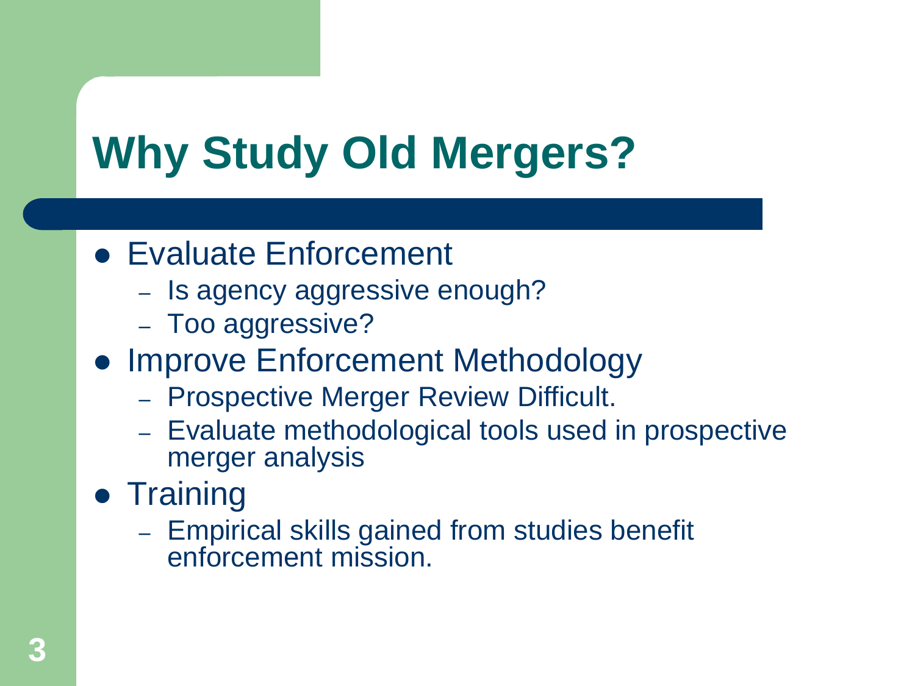# Why Study Old Mergers?

- Evaluate Enforcement
  - Is agency aggressive enough?
  - Too aggressive?
- Improve Enforcement Methodology
  - Prospective Merger Review Difficult.
  - Evaluate methodological tools used in prospective merger analysis
- Training
  - Empirical skills gained from studies benefit enforcement mission.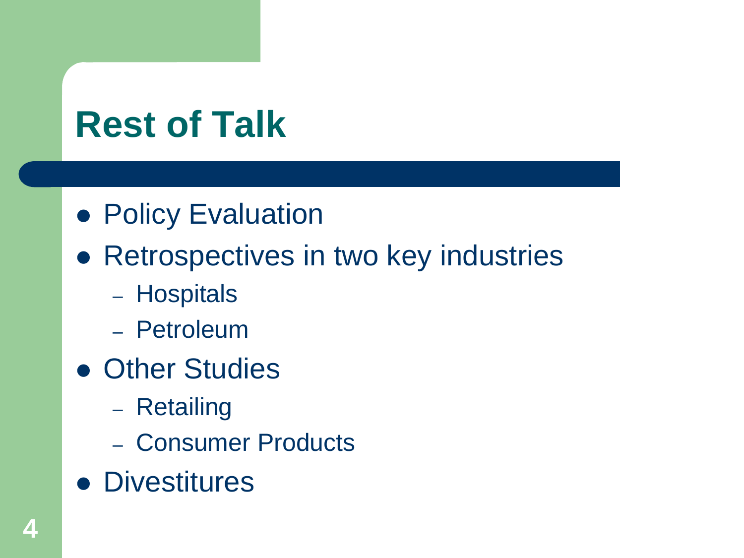# Rest of Talk

- Policy Evaluation
- Retrospectives in two key industries
  - Hospitals
  - Petroleum
- Other Studies
  - Retailing
  - Consumer Products
- Divestitures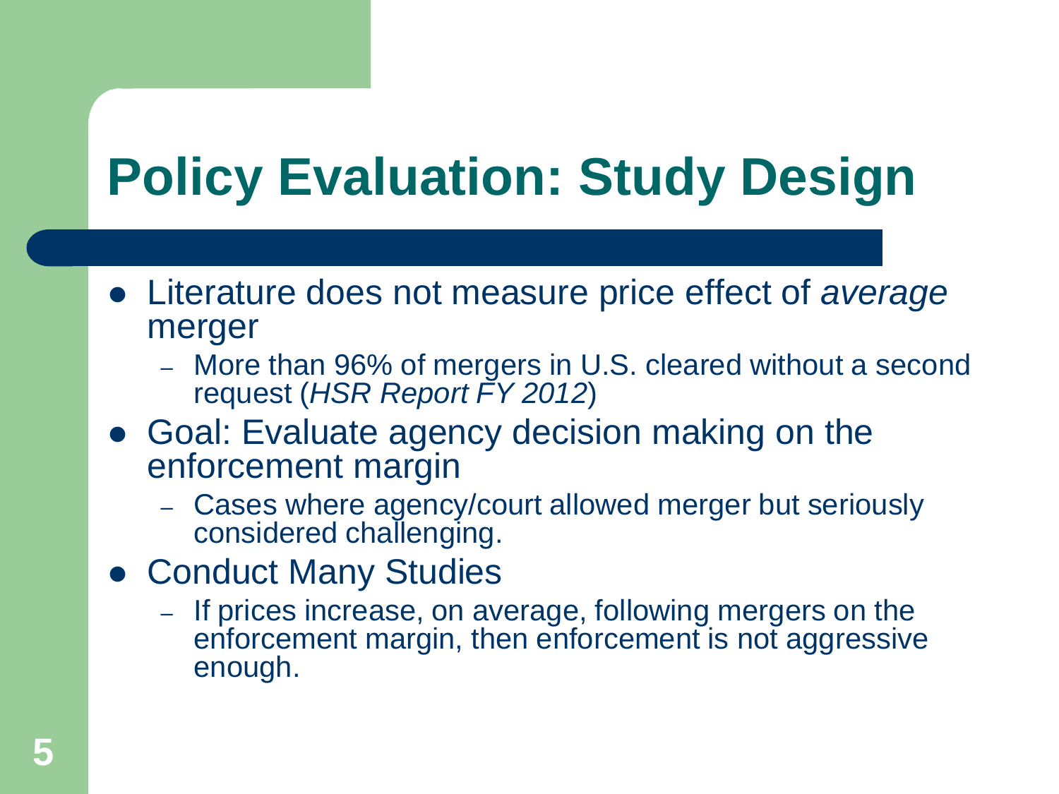# Policy Evaluation: Study Design

- Literature does not measure price effect of *average* merger
  - More than 96% of mergers in U.S. cleared without a second request (*HSR Report FY 2012*)
- Goal: Evaluate agency decision making on the enforcement margin
  - Cases where agency/court allowed merger but seriously considered challenging.
- Conduct Many Studies
  - If prices increase, on average, following mergers on the enforcement margin, then enforcement is not aggressive enough.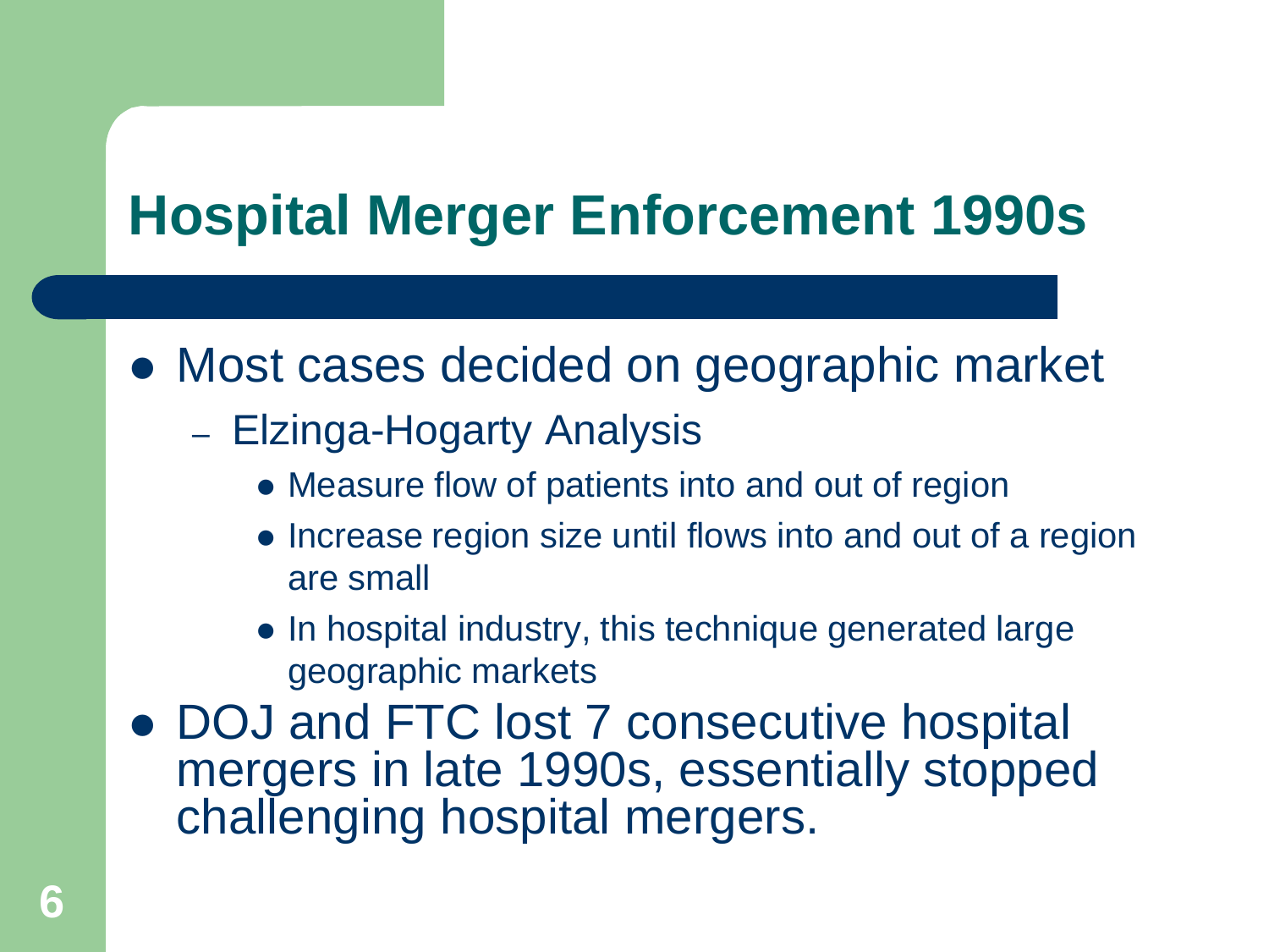# Hospital Merger Enforcement 1990s

- Most cases decided on geographic market
  - Elzinga-Hogarty Analysis
    - Measure flow of patients into and out of region
    - Increase region size until flows into and out of a region are small
    - In hospital industry, this technique generated large geographic markets
- DOJ and FTC lost 7 consecutive hospital mergers in late 1990s, essentially stopped challenging hospital mergers.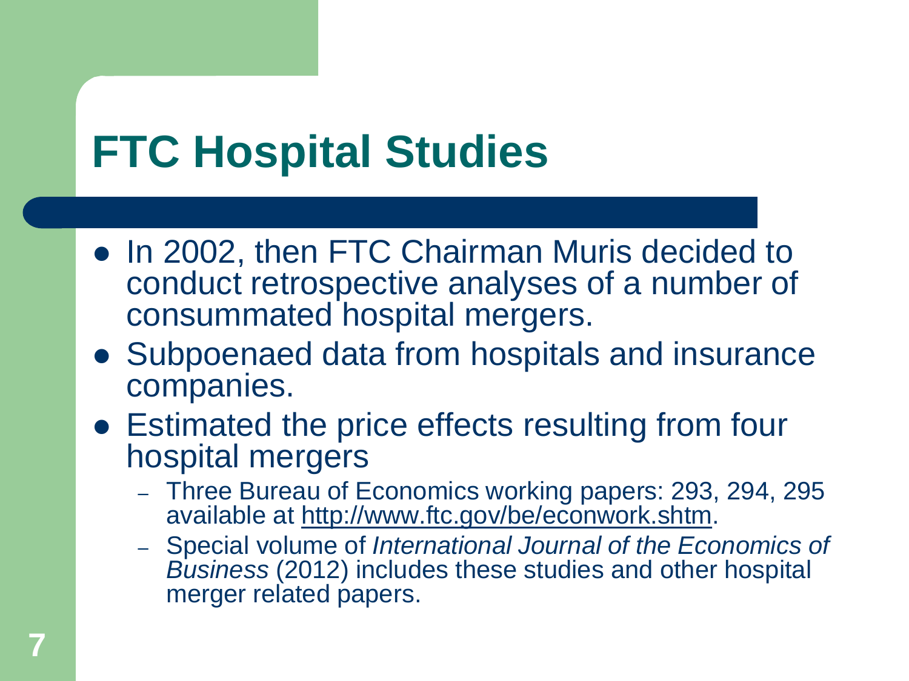# FTC Hospital Studies

- In 2002, then FTC Chairman Muris decided to conduct retrospective analyses of a number of consummated hospital mergers.
- Subpoenaed data from hospitals and insurance companies.
- Estimated the price effects resulting from four hospital mergers
  - Three Bureau of Economics working papers: 293, 294, 295 available at http://www.ftc.gov/be/econwork.shtm.
  - Special volume of *International Journal of the Economics of Business* (2012) includes these studies and other hospital merger related papers.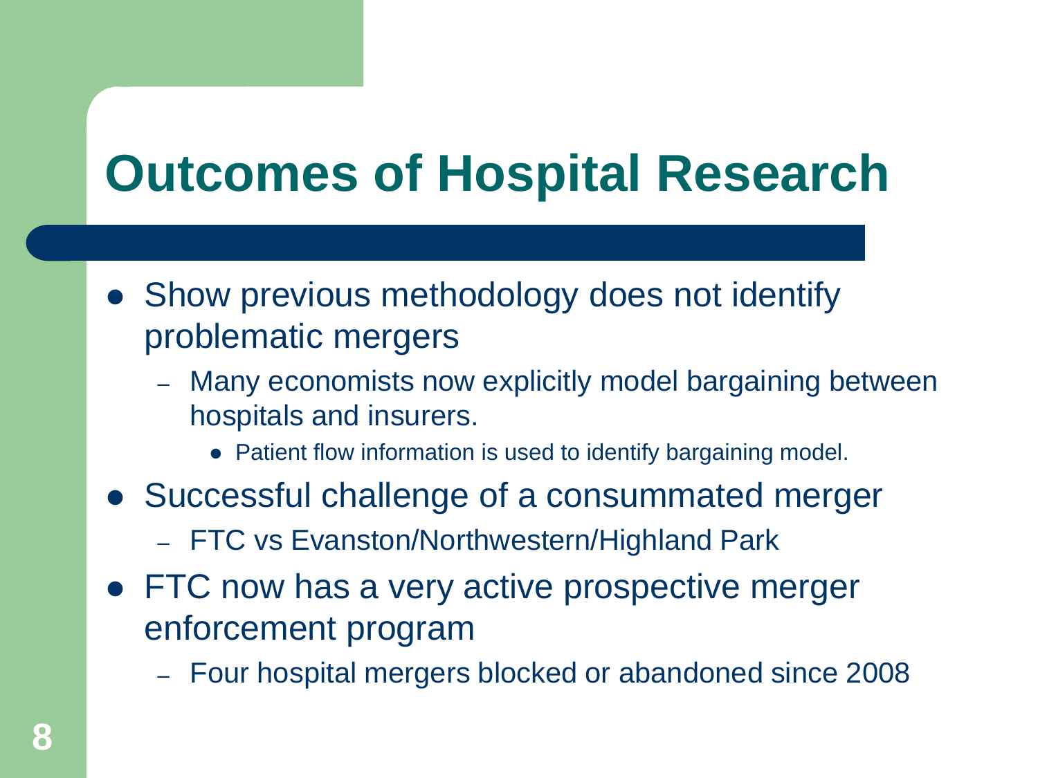# Outcomes of Hospital Research

- Show previous methodology does not identify problematic mergers
  - Many economists now explicitly model bargaining between hospitals and insurers.
    - Patient flow information is used to identify bargaining model.
- Successful challenge of a consummated merger
  - FTC vs Evanston/Northwestern/Highland Park
- FTC now has a very active prospective merger enforcement program
  - Four hospital mergers blocked or abandoned since 2008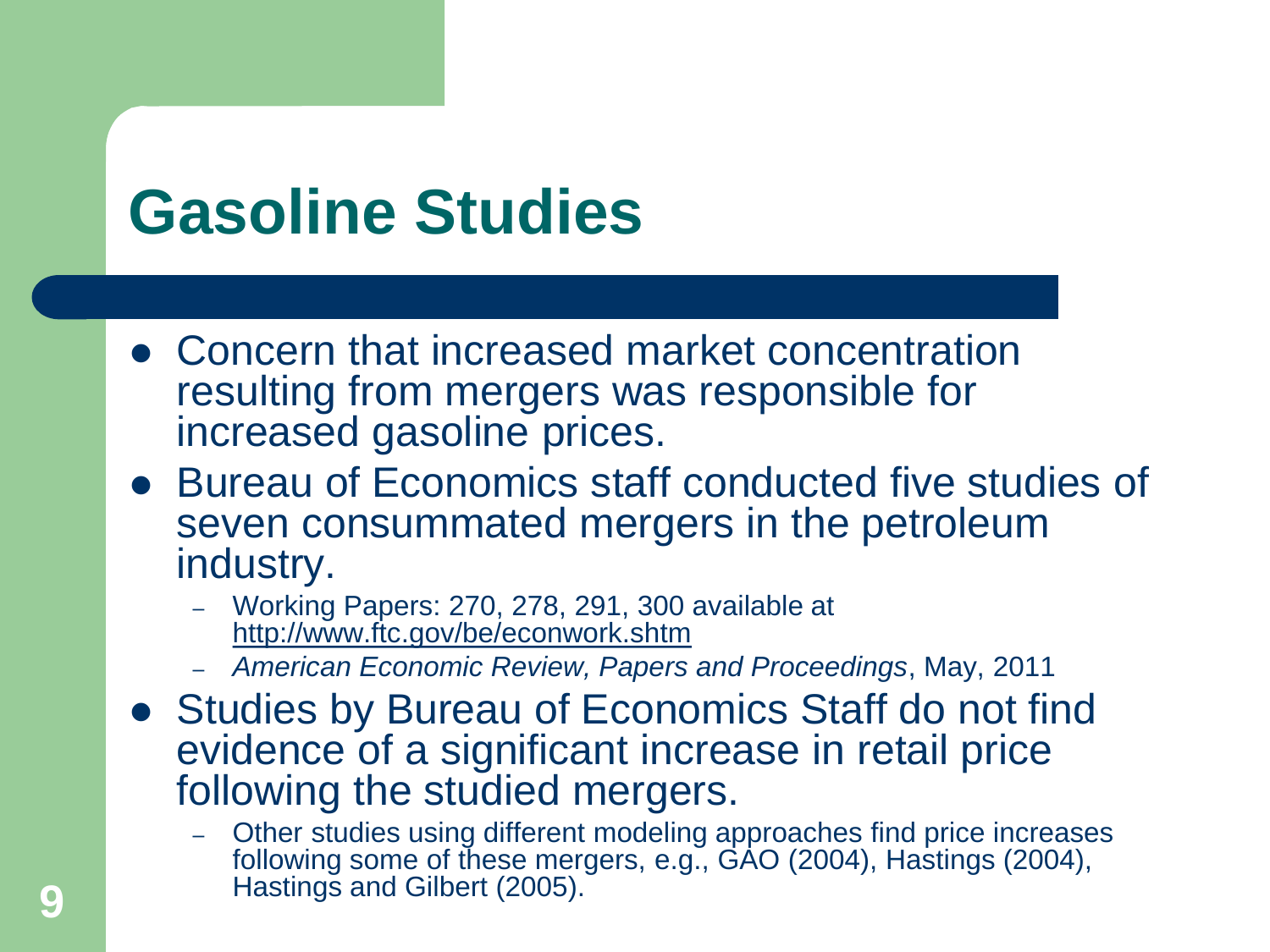# Gasoline Studies

- Concern that increased market concentration resulting from mergers was responsible for increased gasoline prices.
- Bureau of Economics staff conducted five studies of seven consummated mergers in the petroleum industry.
  - Working Papers: 270, 278, 291, 300 available at http://www.ftc.gov/be/econwork.shtm
  - *American Economic Review, Papers and Proceedings*, May, 2011
- Studies by Bureau of Economics Staff do not find evidence of a significant increase in retail price following the studied mergers.
  - Other studies using different modeling approaches find price increases following some of these mergers, e.g., GAO (2004), Hastings (2004), Hastings and Gilbert (2005).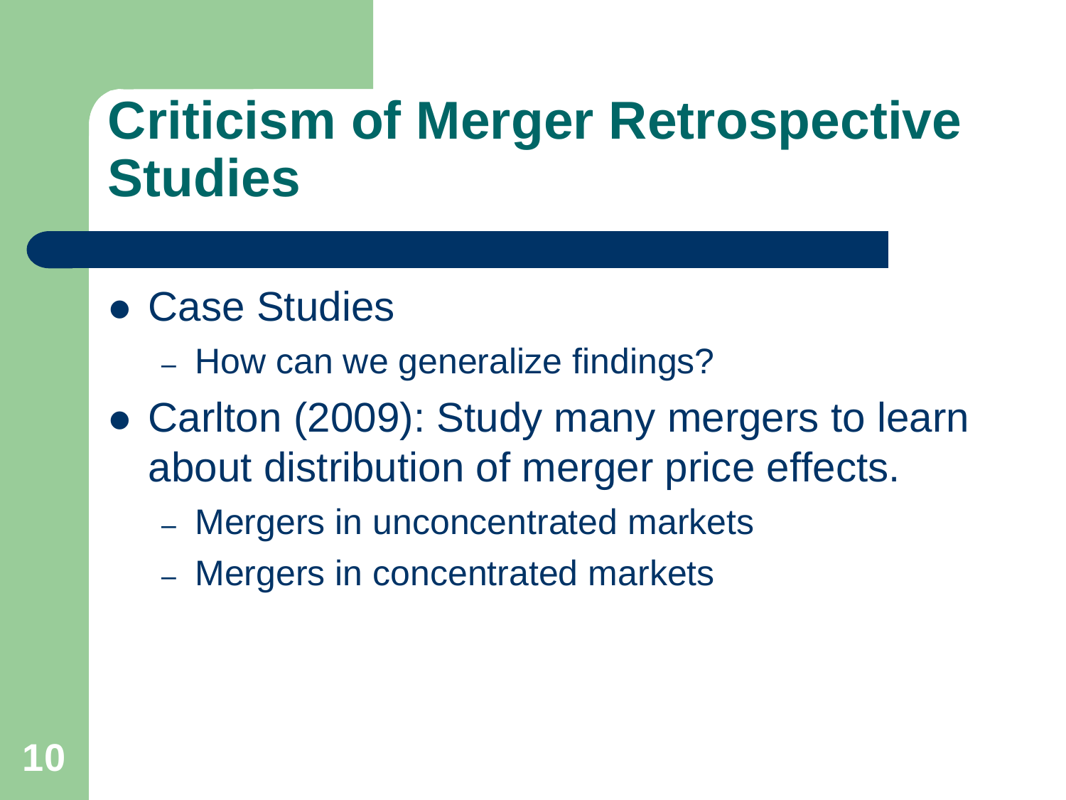# Criticism of Merger Retrospective Studies

- Case Studies
  - How can we generalize findings?
- Carlton (2009): Study many mergers to learn about distribution of merger price effects.
  - Mergers in unconcentrated markets
  - Mergers in concentrated markets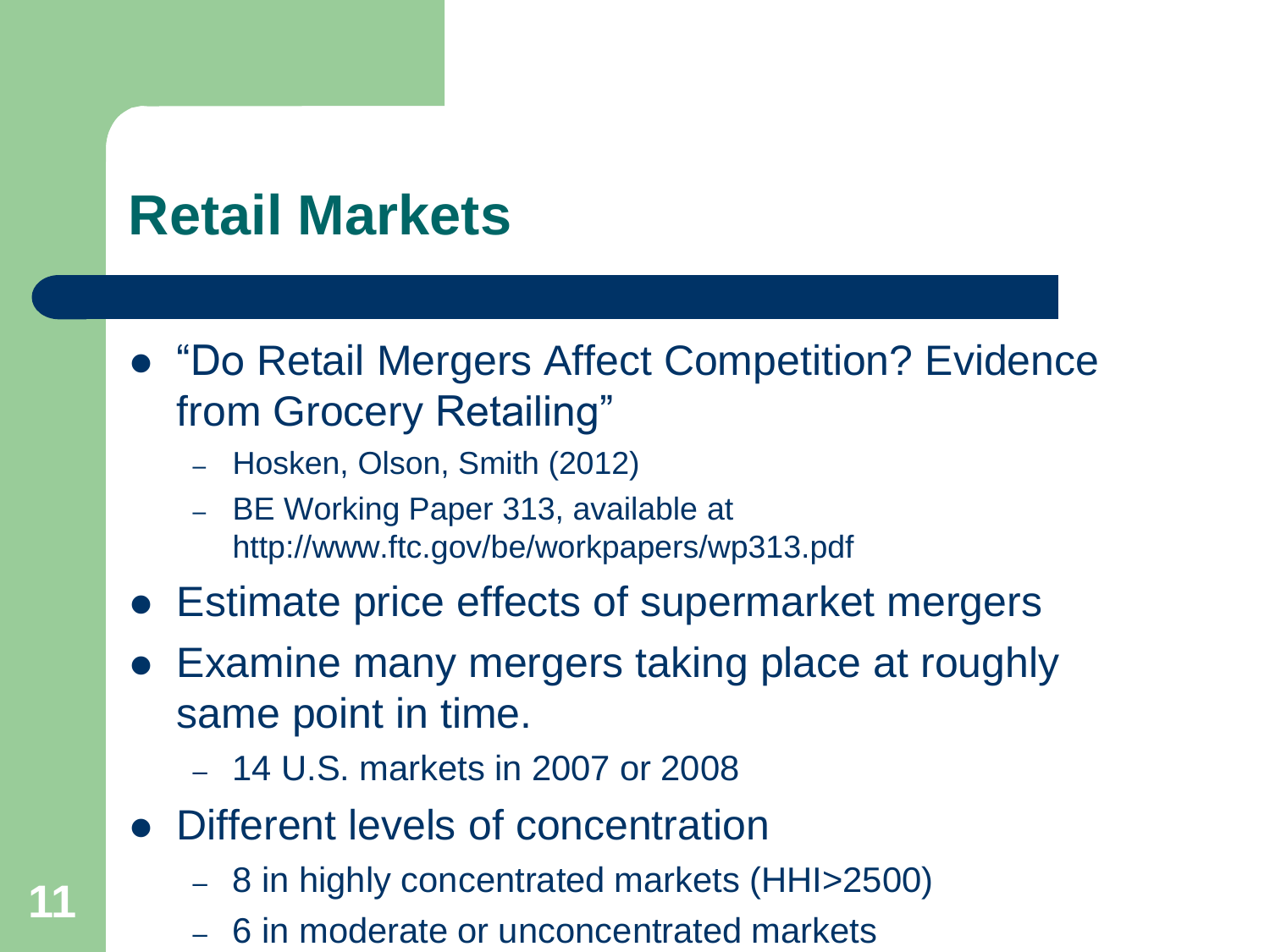# Retail Markets

- "Do Retail Mergers Affect Competition? Evidence from Grocery Retailing"
  - Hosken, Olson, Smith (2012)
  - BE Working Paper 313, available at http://www.ftc.gov/be/workpapers/wp313.pdf
- Estimate price effects of supermarket mergers
- Examine many mergers taking place at roughly same point in time.
  - 14 U.S. markets in 2007 or 2008
- Different levels of concentration
  - 8 in highly concentrated markets (HHI>2500)
  - 6 in moderate or unconcentrated markets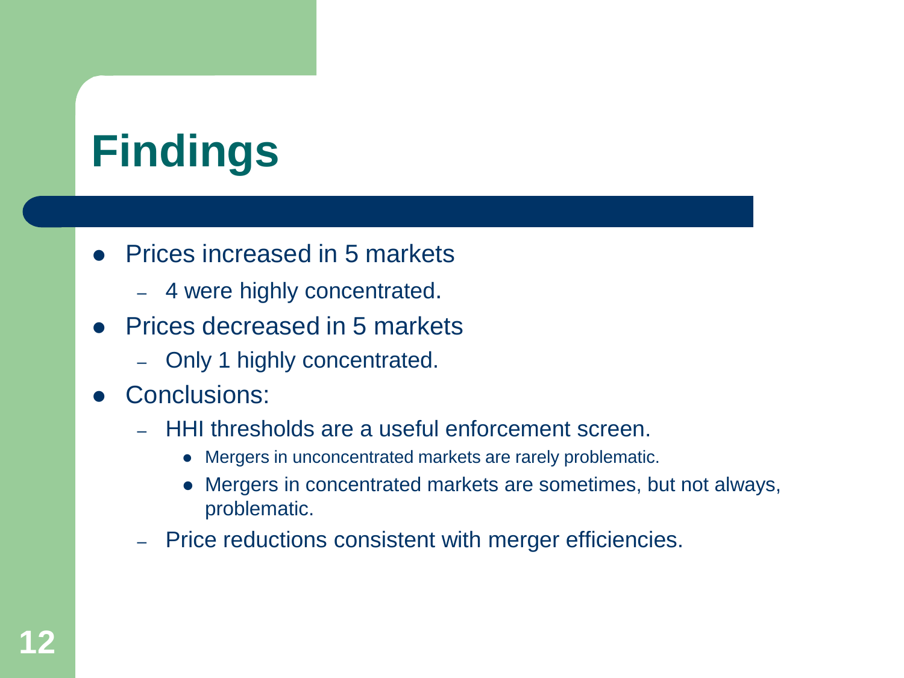# Findings

- Prices increased in 5 markets
  - 4 were highly concentrated.
- Prices decreased in 5 markets
  - Only 1 highly concentrated.
- Conclusions:
  - HHI thresholds are a useful enforcement screen.
    - Mergers in unconcentrated markets are rarely problematic.
    - Mergers in concentrated markets are sometimes, but not always, problematic.
  - Price reductions consistent with merger efficiencies.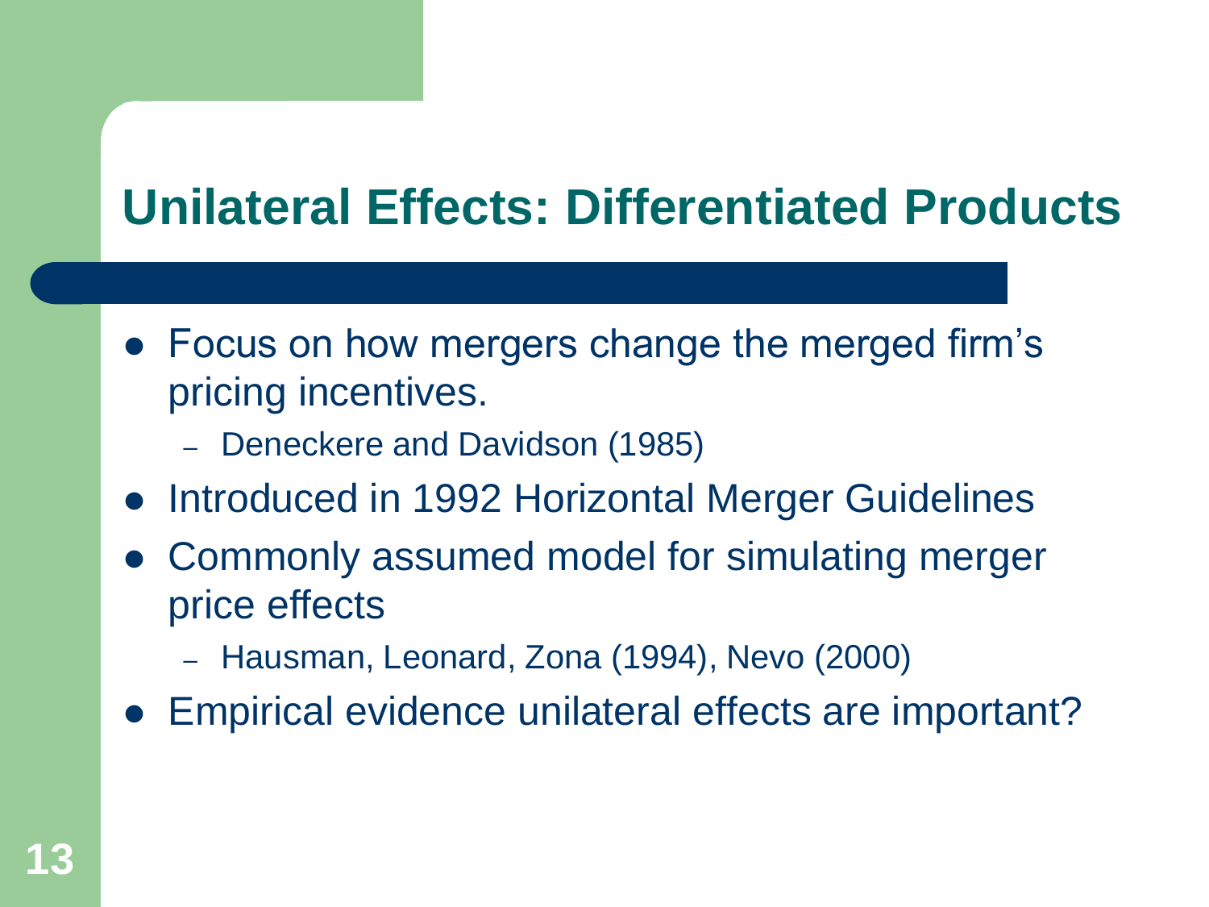# Unilateral Effects: Differentiated Products

- Focus on how mergers change the merged firm's pricing incentives.
  - Deneckere and Davidson (1985)
- Introduced in 1992 Horizontal Merger Guidelines
- Commonly assumed model for simulating merger price effects
  - Hausman, Leonard, Zona (1994), Nevo (2000)
- Empirical evidence unilateral effects are important?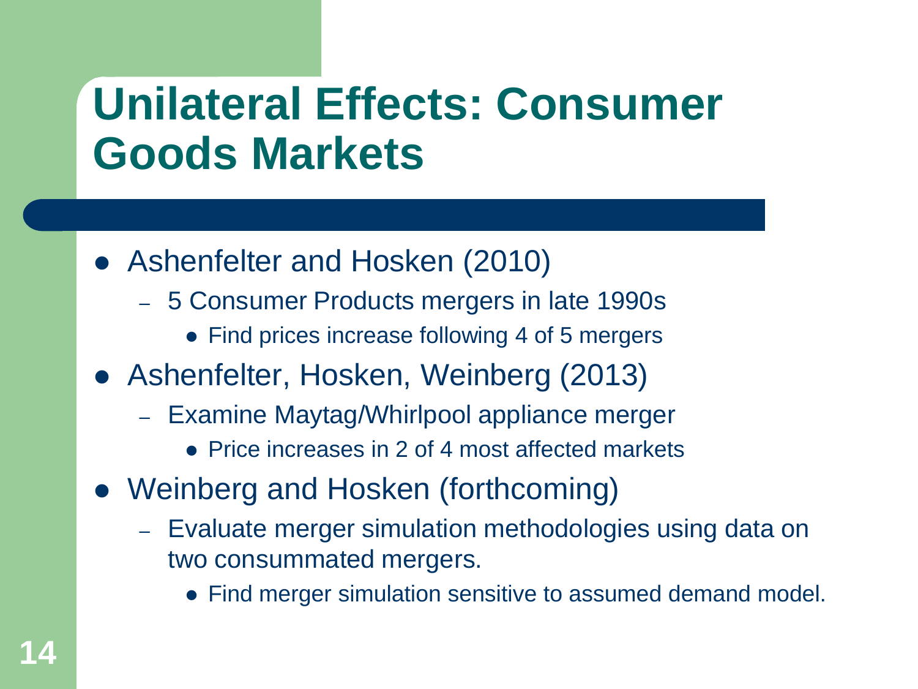# Unilateral Effects: Consumer Goods Markets

- Ashenfelter and Hosken (2010)
  - 5 Consumer Products mergers in late 1990s
    - Find prices increase following 4 of 5 mergers
- Ashenfelter, Hosken, Weinberg (2013)
  - Examine Maytag/Whirlpool appliance merger
    - Price increases in 2 of 4 most affected markets
- Weinberg and Hosken (forthcoming)
  - Evaluate merger simulation methodologies using data on two consummated mergers.
    - Find merger simulation sensitive to assumed demand model.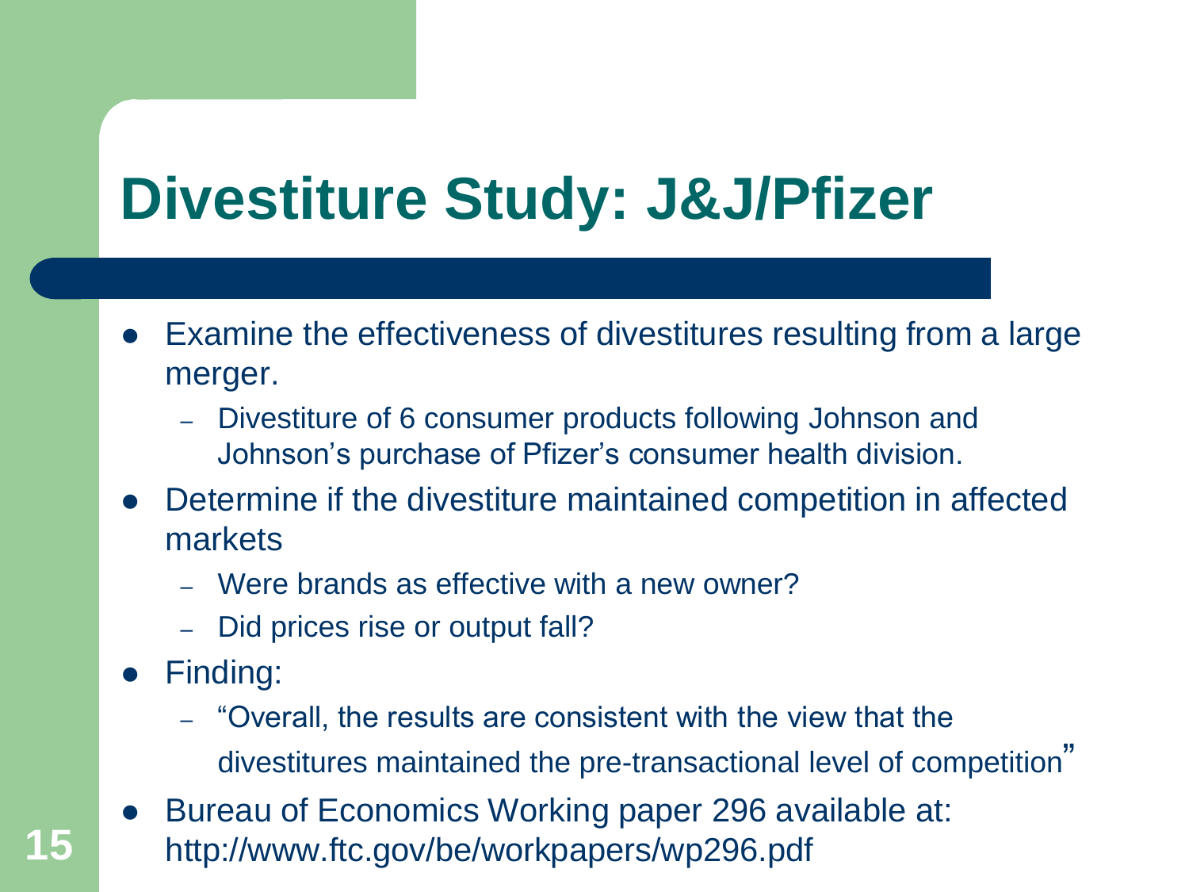# Divestiture Study: J&J/Pfizer

- Examine the effectiveness of divestitures resulting from a large merger.
  - Divestiture of 6 consumer products following Johnson and Johnson's purchase of Pfizer's consumer health division.
- Determine if the divestiture maintained competition in affected markets
  - Were brands as effective with a new owner?
  - Did prices rise or output fall?
- Finding:
  - "Overall, the results are consistent with the view that the divestitures maintained the pre-transactional level of competition"
- Bureau of Economics Working paper 296 available at: http://www.ftc.gov/be/workpapers/wp296.pdf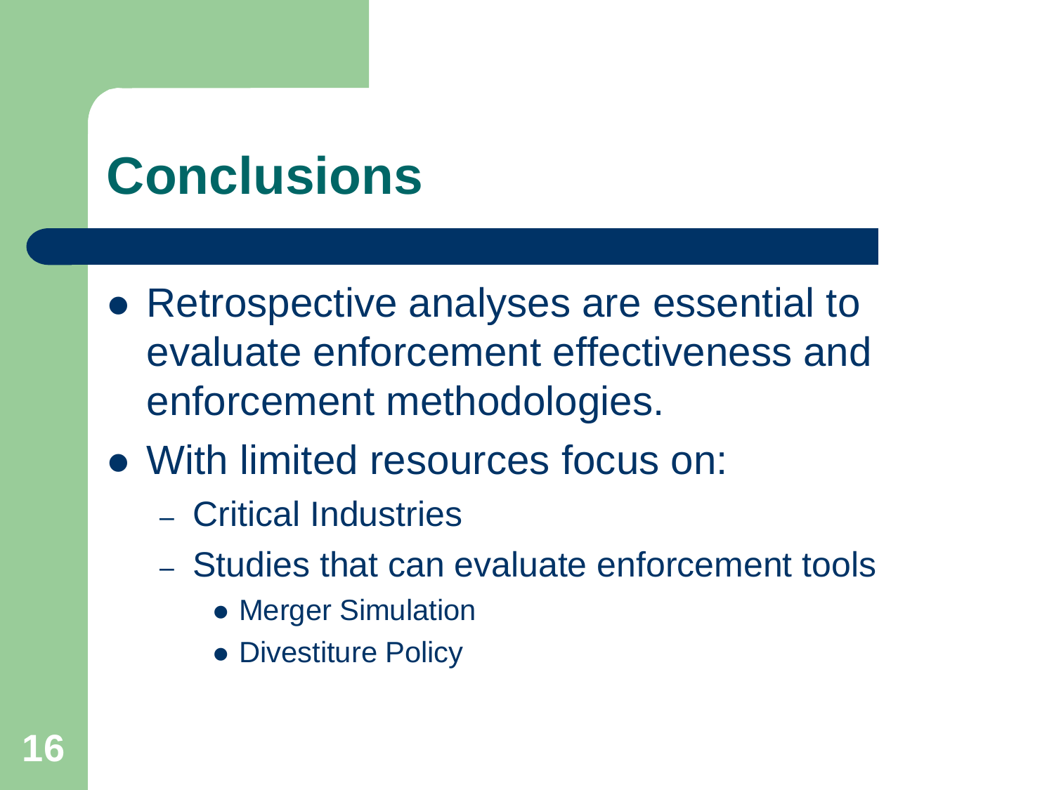# Conclusions

- Retrospective analyses are essential to evaluate enforcement effectiveness and enforcement methodologies.
- With limited resources focus on:
  - Critical Industries
  - Studies that can evaluate enforcement tools
    - Merger Simulation
    - Divestiture Policy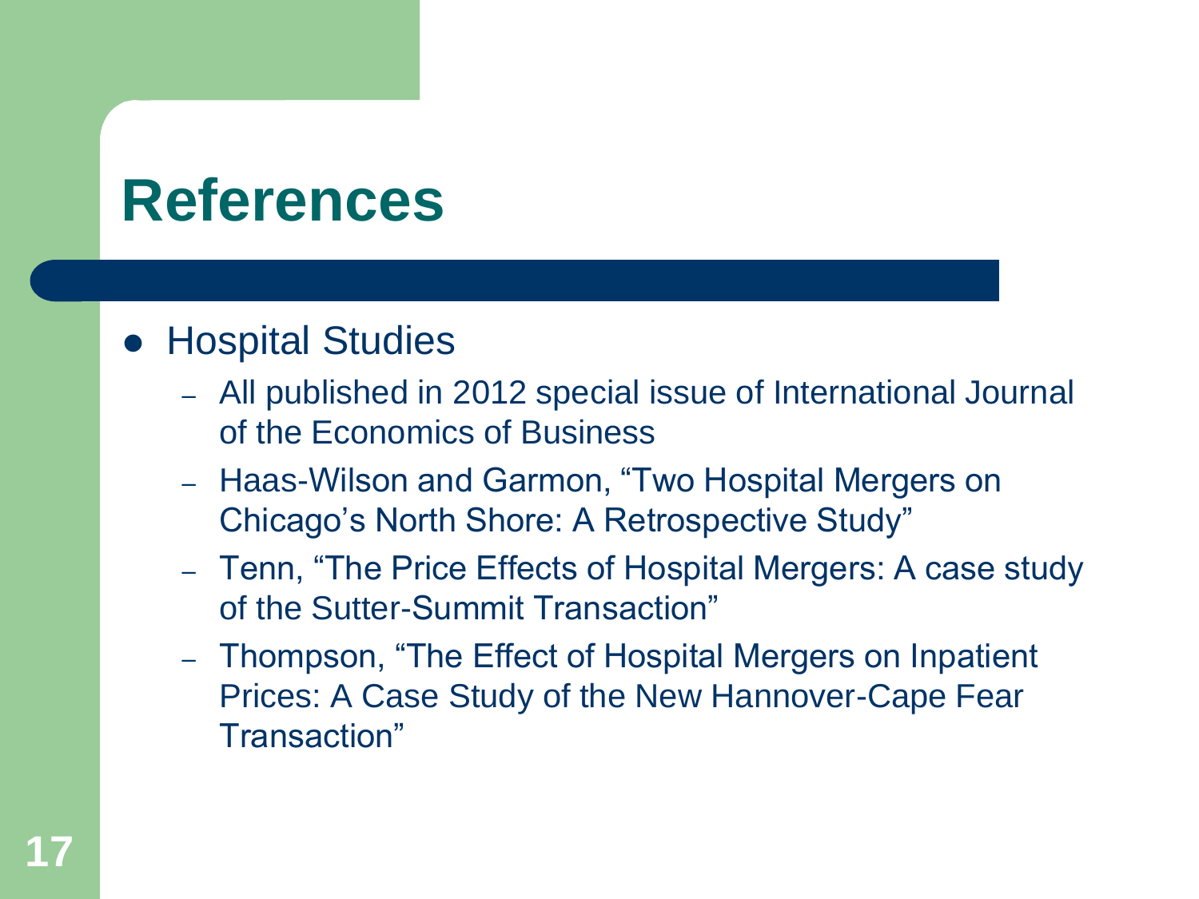# References

- Hospital Studies
  - All published in 2012 special issue of International Journal of the Economics of Business
  - Haas-Wilson and Garmon, "Two Hospital Mergers on Chicago's North Shore: A Retrospective Study"
  - Tenn, "The Price Effects of Hospital Mergers: A case study of the Sutter-Summit Transaction"
  - Thompson, "The Effect of Hospital Mergers on Inpatient Prices: A Case Study of the New Hannover-Cape Fear Transaction"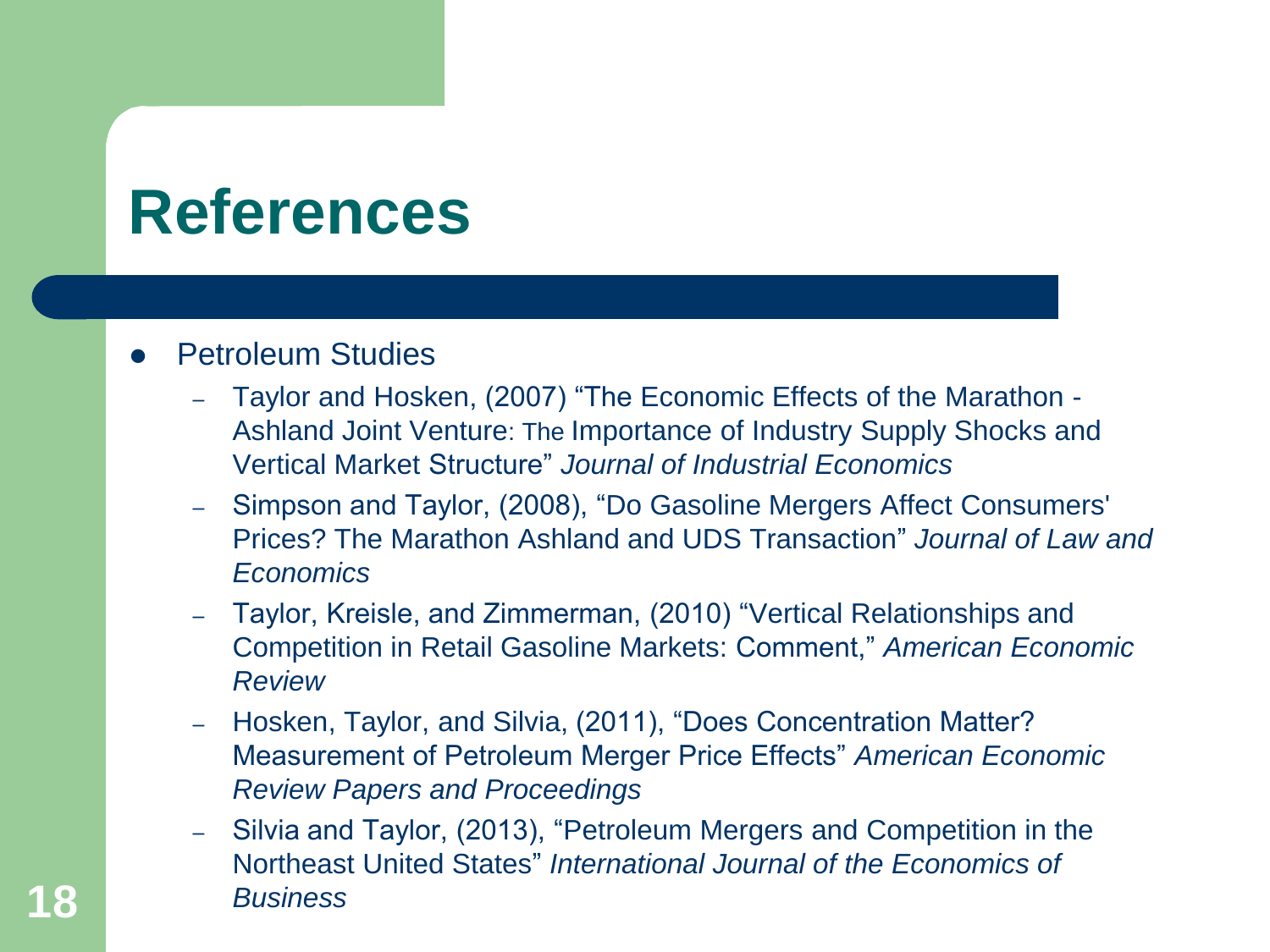# References

- Petroleum Studies
  - Taylor and Hosken, (2007) "The Economic Effects of the Marathon - Ashland Joint Venture: The Importance of Industry Supply Shocks and Vertical Market Structure" *Journal of Industrial Economics*
  - Simpson and Taylor, (2008), "Do Gasoline Mergers Affect Consumers' Prices? The Marathon Ashland and UDS Transaction" *Journal of Law and Economics*
  - Taylor, Kreisle, and Zimmerman, (2010) "Vertical Relationships and Competition in Retail Gasoline Markets: Comment," *American Economic Review*
  - Hosken, Taylor, and Silvia, (2011), "Does Concentration Matter? Measurement of Petroleum Merger Price Effects" *American Economic Review Papers and Proceedings*
  - Silvia and Taylor, (2013), "Petroleum Mergers and Competition in the Northeast United States" *International Journal of the Economics of Business*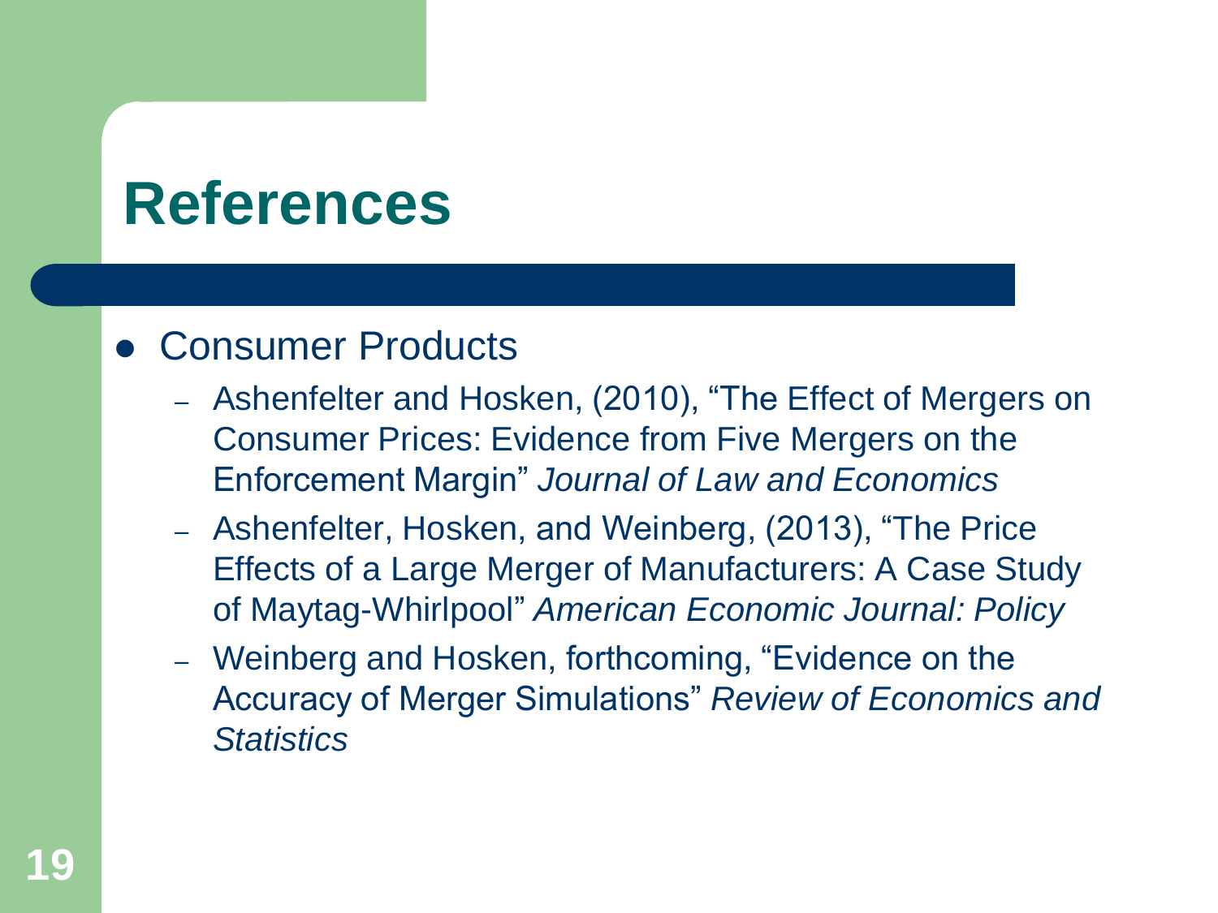# References

- Consumer Products
  - Ashenfelter and Hosken, (2010), "The Effect of Mergers on Consumer Prices: Evidence from Five Mergers on the Enforcement Margin" *Journal of Law and Economics*
  - Ashenfelter, Hosken, and Weinberg, (2013), "The Price Effects of a Large Merger of Manufacturers: A Case Study of Maytag-Whirlpool" *American Economic Journal: Policy*
  - Weinberg and Hosken, forthcoming, "Evidence on the Accuracy of Merger Simulations" *Review of Economics and Statistics*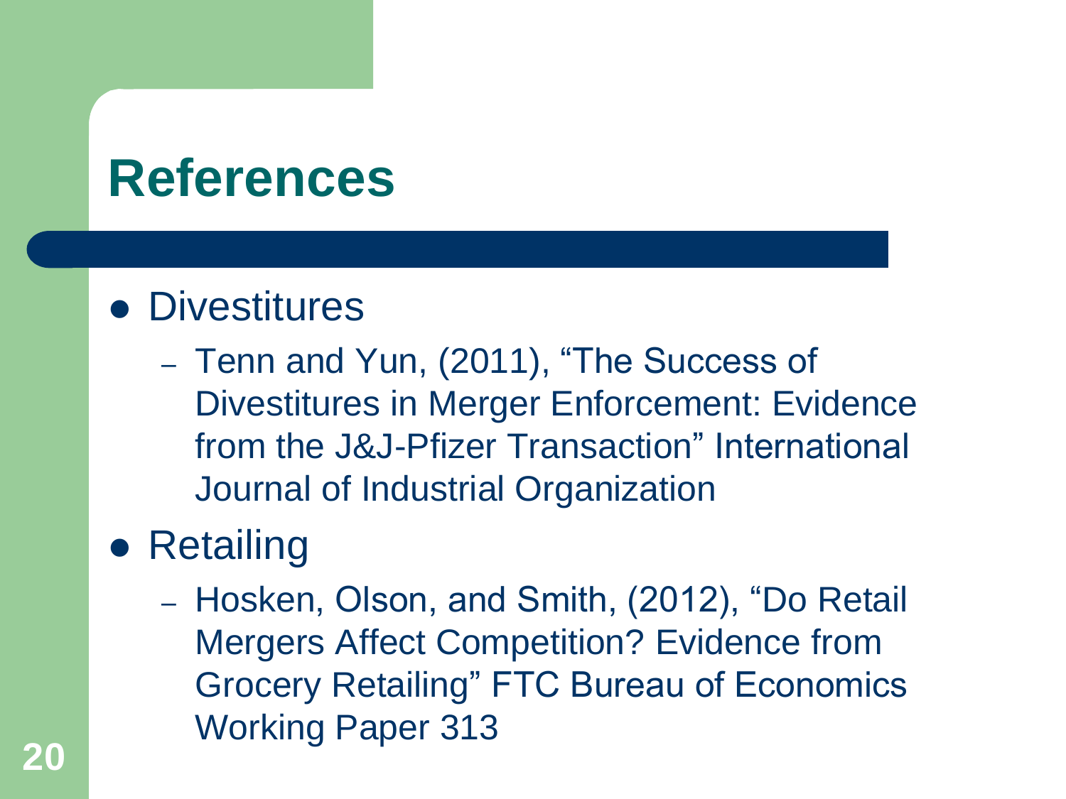# References

- Divestitures
  - Tenn and Yun, (2011), “The Success of Divestitures in Merger Enforcement: Evidence from the J&J-Pfizer Transaction” International Journal of Industrial Organization
- Retailing
  - Hosken, Olson, and Smith, (2012), “Do Retail Mergers Affect Competition? Evidence from Grocery Retailing” FTC Bureau of Economics Working Paper 313